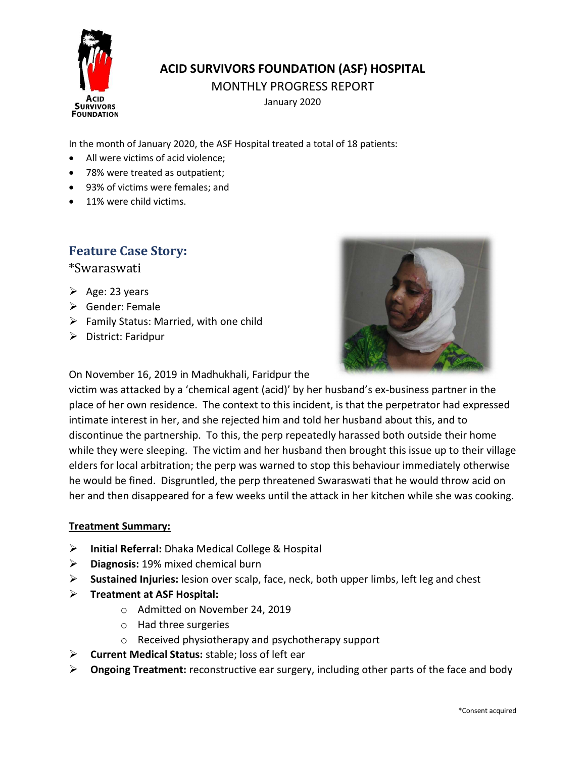# ACID SURVIVORS FOUNDATION (ASF) HOSPITAL

MONTHLY PROGRESS REPORT

January 2020

In the month of January 2020, the ASF Hospital treated a total of 18 patients:

- All were victims of acid violence;
- 78% were treated as outpatient;
- 93% of victims were females; and
- 11% were child victims.

## Feature Case Story:

*Swaraswati

- Age: 23 years
- Gender: Female
- Family Status: Married, with one child
- District: Faridpur

On November 16, 2019 in Madhukhali, Faridpur the victim was attacked by a 'chemical agent (acid)' by her husband's ex-business partner in the place of her own residence. The context to this incident, is that the perpetrator had expressed intimate interest in her, and she rejected him and told her husband about this, and to discontinue the partnership. To this, the perp repeatedly harassed both outside their home while they were sleeping. The victim and her husband then brought this issue up to their village elders for local arbitration; the perp was warned to stop this behaviour immediately otherwise he would be fined. Disgruntled, the perp threatened Swaraswati that he would throw acid on her and then disappeared for a few weeks until the attack in her kitchen while she was cooking.

**Treatment Summary:**

- **Initial Referral:** Dhaka Medical College & Hospital
- **Diagnosis:** 19% mixed chemical burn
- **Sustained Injuries:** lesion over scalp, face, neck, both upper limbs, left leg and chest
- **Treatment at ASF Hospital:**
  - Admitted on November 24, 2019
  - Had three surgeries
  - Received physiotherapy and psychotherapy support
- **Current Medical Status:** stable; loss of left ear
- **Ongoing Treatment:** reconstructive ear surgery, including other parts of the face and body

*Consent acquired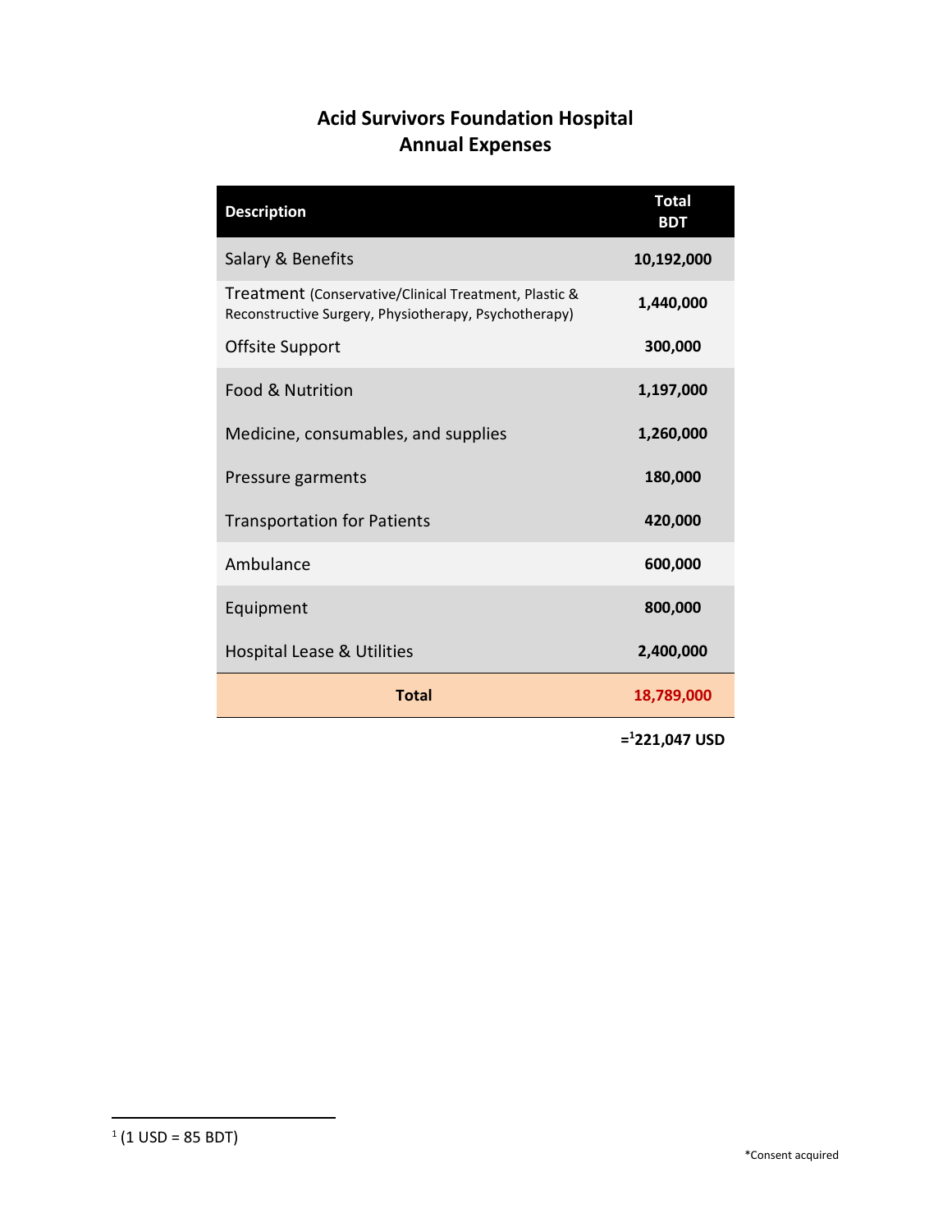# Acid Survivors Foundation Hospital
## Annual Expenses

| Description | Total BDT |
|---|---|
| Salary & Benefits | **10,192,000** |
| Treatment (Conservative/Clinical Treatment, Plastic & Reconstructive Surgery, Physiotherapy, Psychotherapy) | **1,440,000** |
| Offsite Support | **300,000** |
| Food & Nutrition | **1,197,000** |
| Medicine, consumables, and supplies | **1,260,000** |
| Pressure garments | **180,000** |
| Transportation for Patients | **420,000** |
| Ambulance | **600,000** |
| Equipment | **800,000** |
| Hospital Lease & Utilities | **2,400,000** |
| **Total** | **18,789,000** |

**=[1]221,047 USD**

[1] (1 USD = 85 BDT)

*Consent acquired